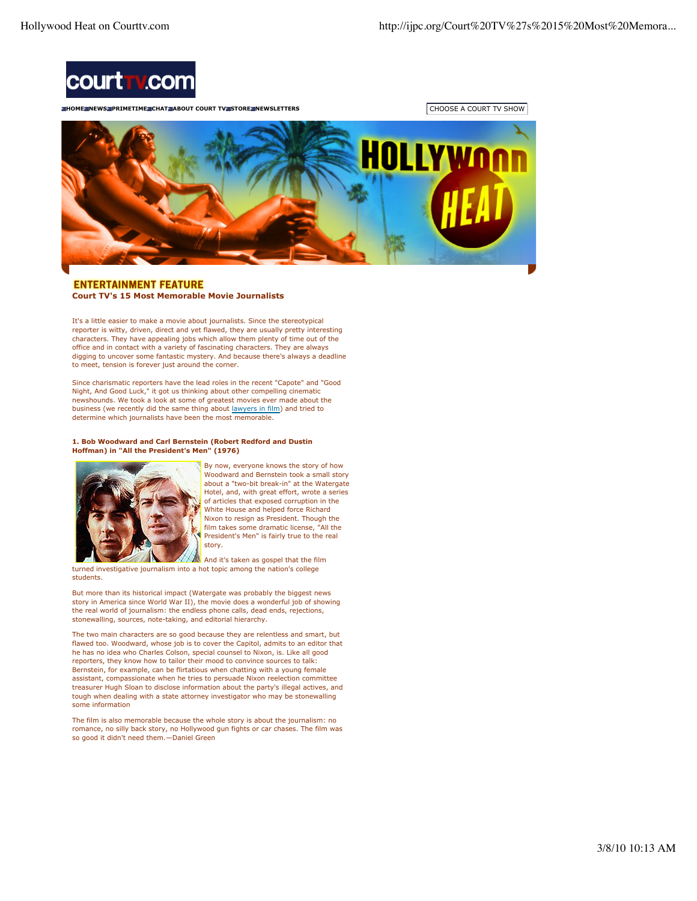courttv.com

HOME NEWS PRIMETIME CHAT ABOUT COURT TV STORE NEWSLETTERS

CHOOSE A COURT TV SHOW

## ENTERTAINMENT FEATURE

**Court TV's 15 Most Memorable Movie Journalists**

It's a little easier to make a movie about journalists. Since the stereotypical reporter is witty, driven, direct and yet flawed, they are usually pretty interesting characters. They have appealing jobs which allow them plenty of time out of the office and in contact with a variety of fascinating characters. They are always digging to uncover some fantastic mystery. And because there's always a deadline to meet, tension is forever just around the corner.

Since charismatic reporters have the lead roles in the recent "Capote" and "Good Night, And Good Luck," it got us thinking about other compelling cinematic newshounds. We took a look at some of greatest movies ever made about the business (we recently did the same thing about lawyers in film) and tried to determine which journalists have been the most memorable.

**1. Bob Woodward and Carl Bernstein (Robert Redford and Dustin Hoffman) in "All the President's Men" (1976)**

By now, everyone knows the story of how Woodward and Bernstein took a small story about a "two-bit break-in" at the Watergate Hotel, and, with great effort, wrote a series of articles that exposed corruption in the White House and helped force Richard Nixon to resign as President. Though the film takes some dramatic license, "All the President's Men" is fairly true to the real story.

And it's taken as gospel that the film turned investigative journalism into a hot topic among the nation's college students.

But more than its historical impact (Watergate was probably the biggest news story in America since World War II), the movie does a wonderful job of showing the real world of journalism: the endless phone calls, dead ends, rejections, stonewalling, sources, note-taking, and editorial hierarchy.

The two main characters are so good because they are relentless and smart, but flawed too. Woodward, whose job is to cover the Capitol, admits to an editor that he has no idea who Charles Colson, special counsel to Nixon, is. Like all good reporters, they know how to tailor their mood to convince sources to talk: Bernstein, for example, can be flirtatious when chatting with a young female assistant, compassionate when he tries to persuade Nixon reelection committee treasurer Hugh Sloan to disclose information about the party's illegal actives, and tough when dealing with a state attorney investigator who may be stonewalling some information

The film is also memorable because the whole story is about the journalism: no romance, no silly back story, no Hollywood gun fights or car chases. The film was so good it didn't need them.—Daniel Green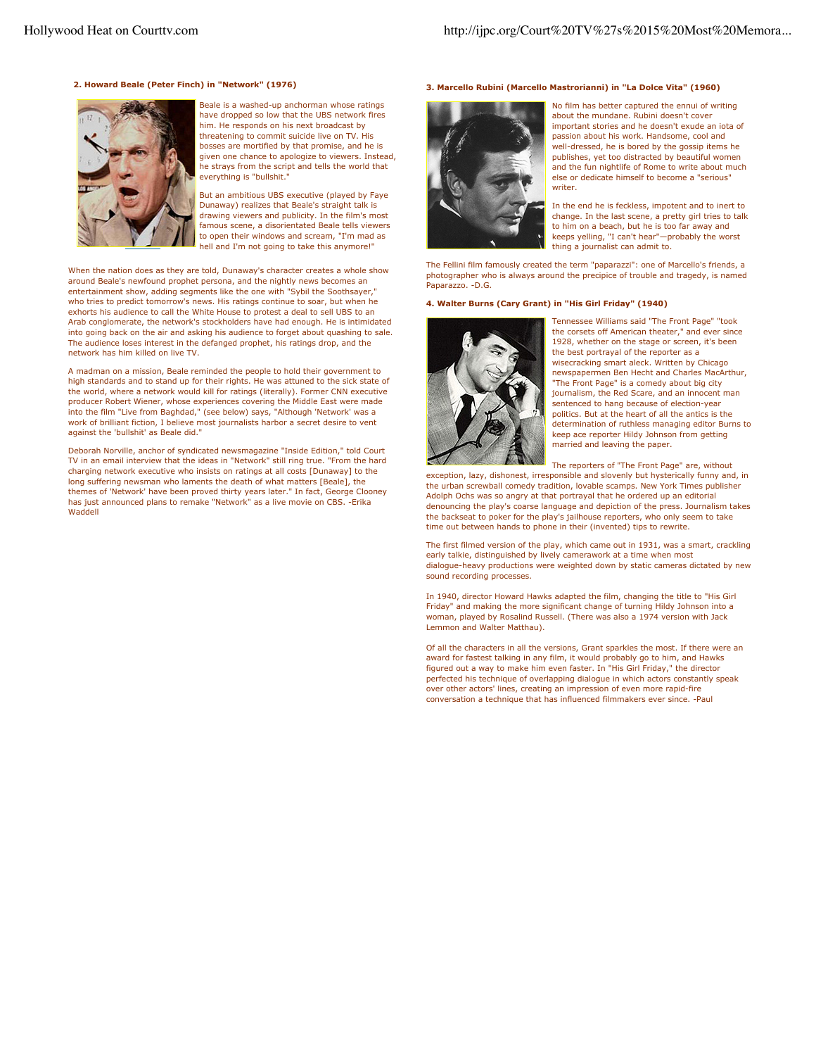### 2. Howard Beale (Peter Finch) in "Network" (1976)

Beale is a washed-up anchorman whose ratings have dropped so low that the UBS network fires him. He responds on his next broadcast by threatening to commit suicide live on TV. His bosses are mortified by that promise, and he is given one chance to apologize to viewers. Instead, he strays from the script and tells the world that everything is "bullshit."

But an ambitious UBS executive (played by Faye Dunaway) realizes that Beale's straight talk is drawing viewers and publicity. In the film's most famous scene, a disorientated Beale tells viewers to open their windows and scream, "I'm mad as hell and I'm not going to take this anymore!"

When the nation does as they are told, Dunaway's character creates a whole show around Beale's newfound prophet persona, and the nightly news becomes an entertainment show, adding segments like the one with "Sybil the Soothsayer," who tries to predict tomorrow's news. His ratings continue to soar, but when he exhorts his audience to call the White House to protest a deal to sell UBS to an Arab conglomerate, the network's stockholders have had enough. He is intimidated into going back on the air and asking his audience to forget about quashing to sale. The audience loses interest in the defanged prophet, his ratings drop, and the network has him killed on live TV.

A madman on a mission, Beale reminded the people to hold their government to high standards and to stand up for their rights. He was attuned to the sick state of the world, where a network would kill for ratings (literally). Former CNN executive producer Robert Wiener, whose experiences covering the Middle East were made into the film "Live from Baghdad," (see below) says, "Although 'Network' was a work of brilliant fiction, I believe most journalists harbor a secret desire to vent against the 'bullshit' as Beale did."

Deborah Norville, anchor of syndicated newsmagazine "Inside Edition," told Court TV in an email interview that the ideas in "Network" still ring true. "From the hard charging network executive who insists on ratings at all costs [Dunaway] to the long suffering newsman who laments the death of what matters [Beale], the themes of 'Network' have been proved thirty years later." In fact, George Clooney has just announced plans to remake "Network" as a live movie on CBS. -Erika Waddell

### 3. Marcello Rubini (Marcello Mastrorianni) in "La Dolce Vita" (1960)

No film has better captured the ennui of writing about the mundane. Rubini doesn't cover important stories and he doesn't exude an iota of passion about his work. Handsome, cool and well-dressed, he is bored by the gossip items he publishes, yet too distracted by beautiful women and the fun nightlife of Rome to write about much else or dedicate himself to become a "serious" writer.

In the end he is feckless, impotent and to inert to change. In the last scene, a pretty girl tries to talk to him on a beach, but he is too far away and keeps yelling, "I can't hear"—probably the worst thing a journalist can admit to.

The Fellini film famously created the term "paparazzi": one of Marcello's friends, a photographer who is always around the precipice of trouble and tragedy, is named Paparazzo. -D.G.

### 4. Walter Burns (Cary Grant) in "His Girl Friday" (1940)

Tennessee Williams said "The Front Page" "took the corsets off American theater," and ever since 1928, whether on the stage or screen, it's been the best portrayal of the reporter as a wisecracking smart aleck. Written by Chicago newspapermen Ben Hecht and Charles MacArthur, "The Front Page" is a comedy about big city journalism, the Red Scare, and an innocent man sentenced to hang because of election-year politics. But at the heart of all the antics is the determination of ruthless managing editor Burns to keep ace reporter Hildy Johnson from getting married and leaving the paper.

The reporters of "The Front Page" are, without exception, lazy, dishonest, irresponsible and slovenly but hysterically funny and, in the urban screwball comedy tradition, lovable scamps. New York Times publisher Adolph Ochs was so angry at that portrayal that he ordered up an editorial denouncing the play's coarse language and depiction of the press. Journalism takes the backseat to poker for the play's jailhouse reporters, who only seem to take time out between hands to phone in their (invented) tips to rewrite.

The first filmed version of the play, which came out in 1931, was a smart, crackling early talkie, distinguished by lively camerawork at a time when most dialogue-heavy productions were weighted down by static cameras dictated by new sound recording processes.

In 1940, director Howard Hawks adapted the film, changing the title to "His Girl Friday" and making the more significant change of turning Hildy Johnson into a woman, played by Rosalind Russell. (There was also a 1974 version with Jack Lemmon and Walter Matthau).

Of all the characters in all the versions, Grant sparkles the most. If there were an award for fastest talking in any film, it would probably go to him, and Hawks figured out a way to make him even faster. In "His Girl Friday," the director perfected his technique of overlapping dialogue in which actors constantly speak over other actors' lines, creating an impression of even more rapid-fire conversation a technique that has influenced filmmakers ever since. -Paul